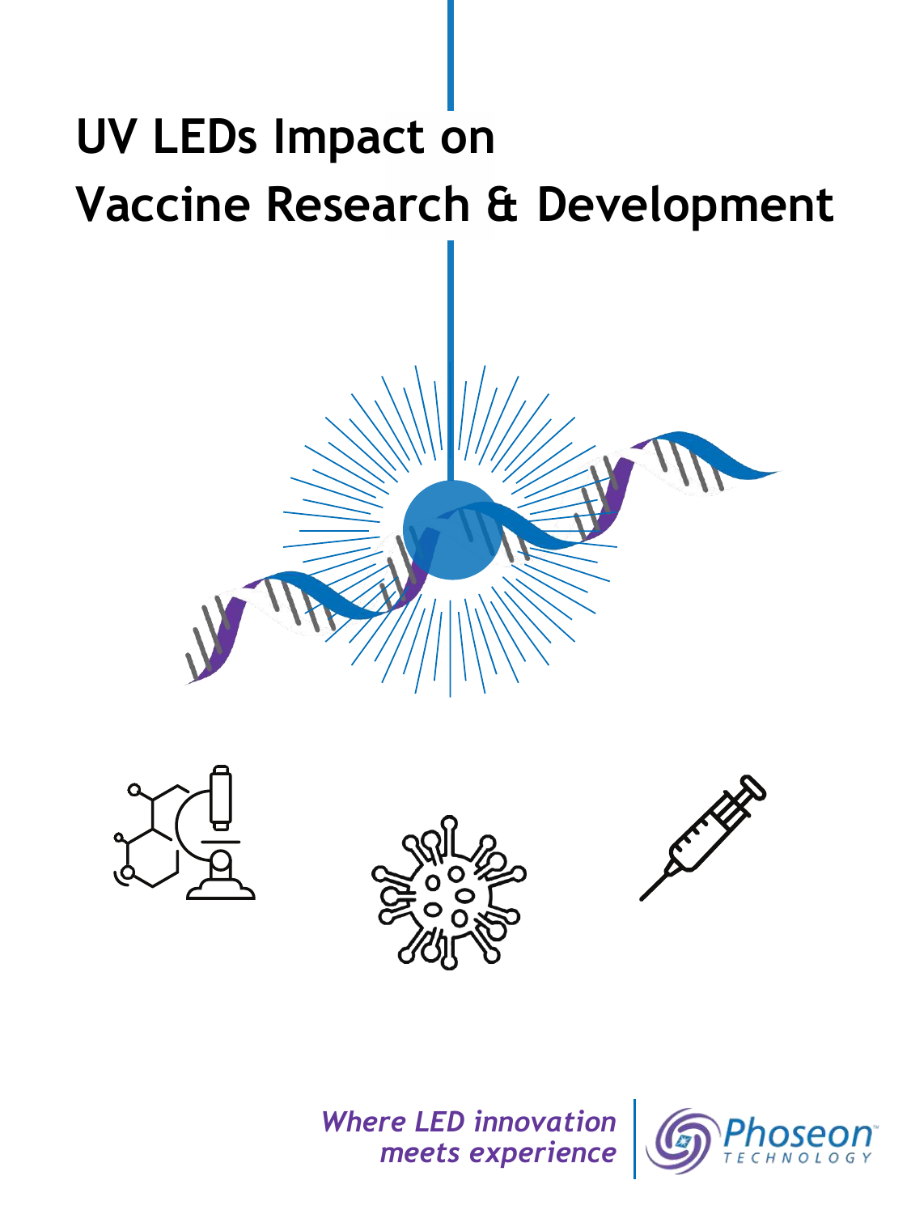# UV LEDs Impact on Vaccine Research & Development

*Where LED innovation meets experience*

Phoseon TECHNOLOGY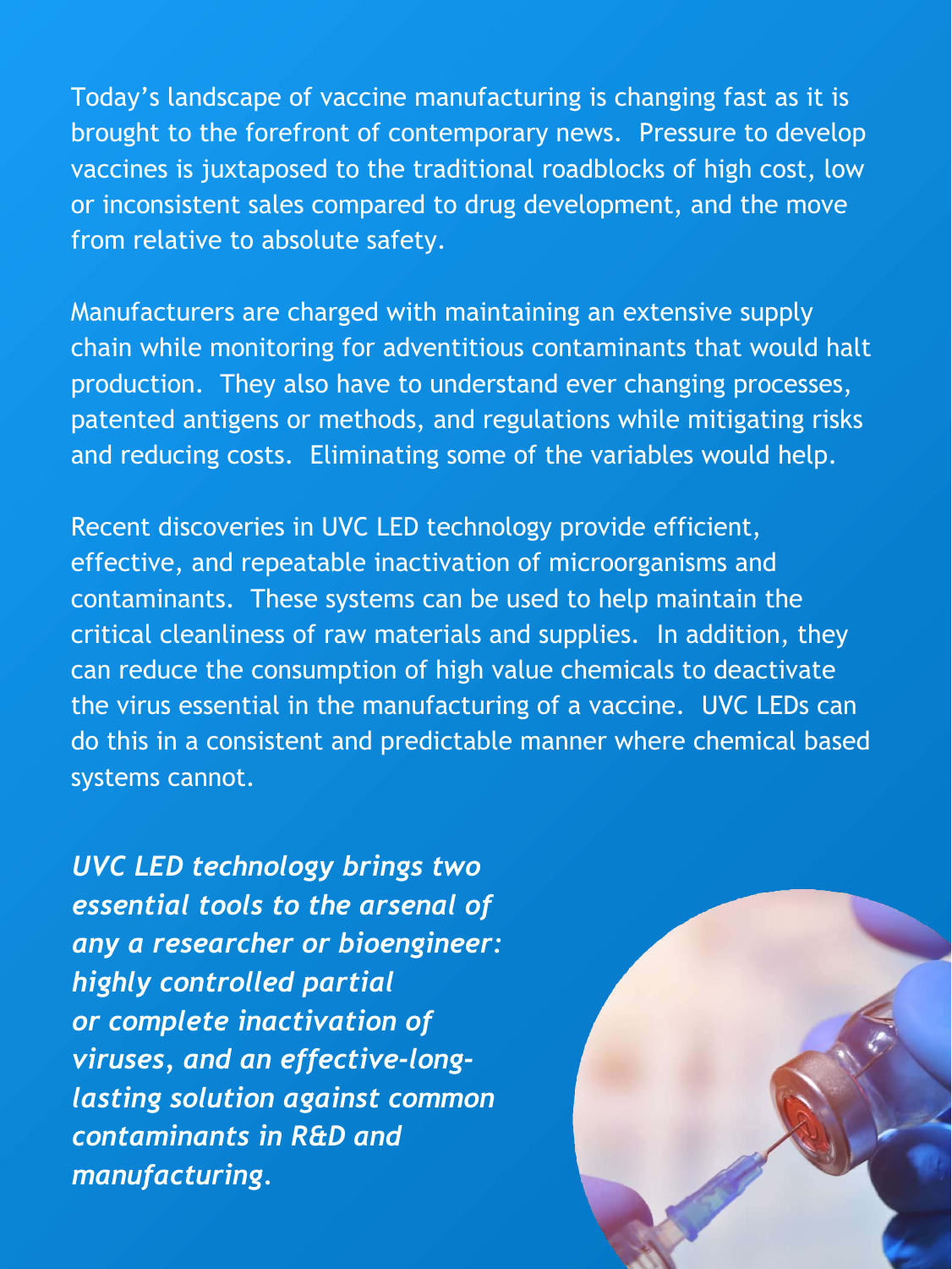Today's landscape of vaccine manufacturing is changing fast as it is brought to the forefront of contemporary news. Pressure to develop vaccines is juxtaposed to the traditional roadblocks of high cost, low or inconsistent sales compared to drug development, and the move from relative to absolute safety.

Manufacturers are charged with maintaining an extensive supply chain while monitoring for adventitious contaminants that would halt production. They also have to understand ever changing processes, patented antigens or methods, and regulations while mitigating risks and reducing costs. Eliminating some of the variables would help.

Recent discoveries in UVC LED technology provide efficient, effective, and repeatable inactivation of microorganisms and contaminants. These systems can be used to help maintain the critical cleanliness of raw materials and supplies. In addition, they can reduce the consumption of high value chemicals to deactivate the virus essential in the manufacturing of a vaccine. UVC LEDs can do this in a consistent and predictable manner where chemical based systems cannot.

***UVC LED technology brings two essential tools to the arsenal of any a researcher or bioengineer: highly controlled partial or complete inactivation of viruses, and an effective-long-lasting solution against common contaminants in R&D and manufacturing.***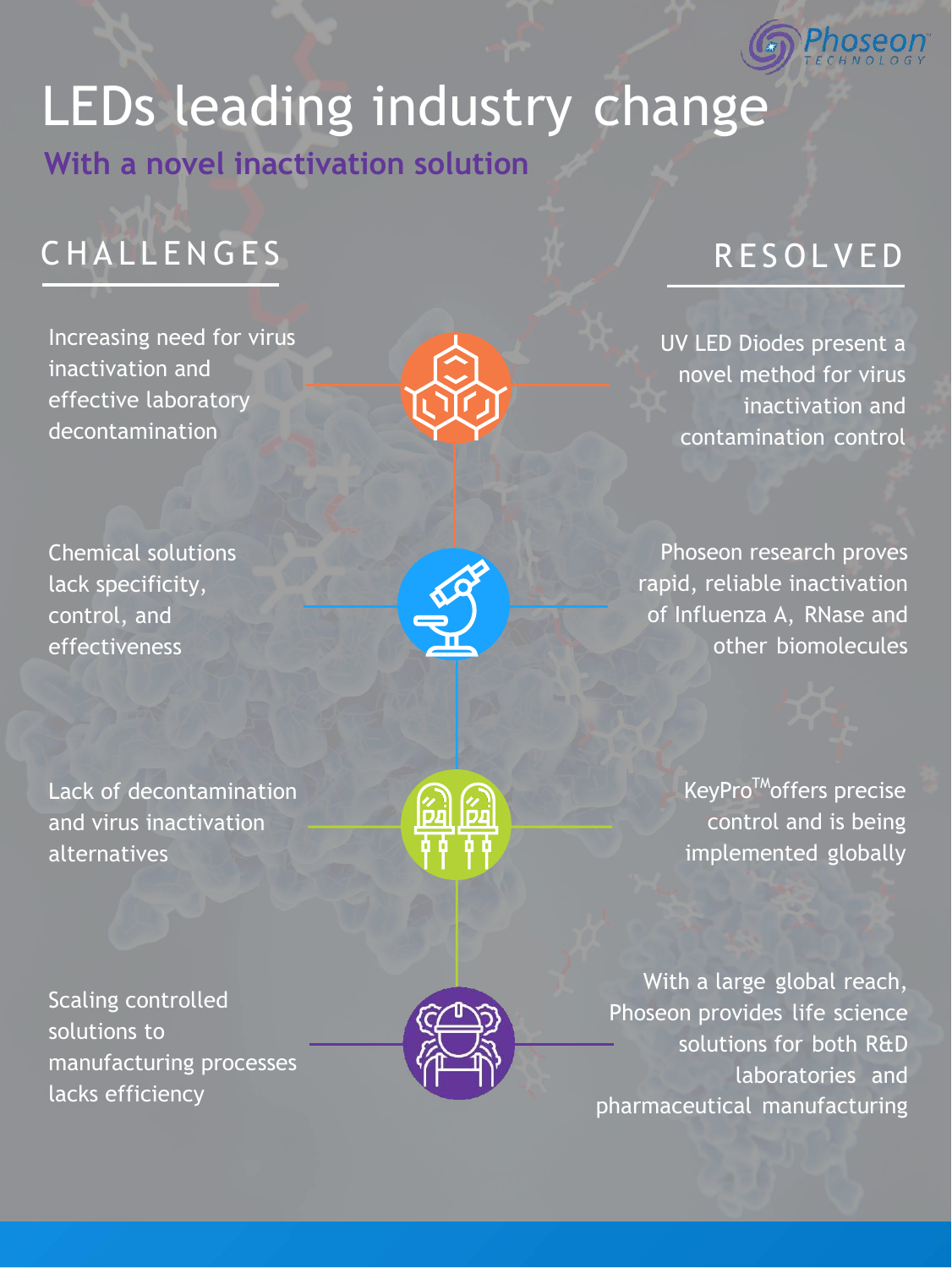Phoseon TECHNOLOGY

# LEDs leading industry change

## With a novel inactivation solution

| CHALLENGES | RESOLVED |
| --- | --- |
| Increasing need for virus inactivation and effective laboratory decontamination | UV LED Diodes present a novel method for virus inactivation and contamination control |
| Chemical solutions lack specificity, control, and effectiveness | Phoseon research proves rapid, reliable inactivation of Influenza A, RNase and other biomolecules |
| Lack of decontamination and virus inactivation alternatives | KeyPro™ offers precise control and is being implemented globally |
| Scaling controlled solutions to manufacturing processes lacks efficiency | With a large global reach, Phoseon provides life science solutions for both R&D laboratories and pharmaceutical manufacturing |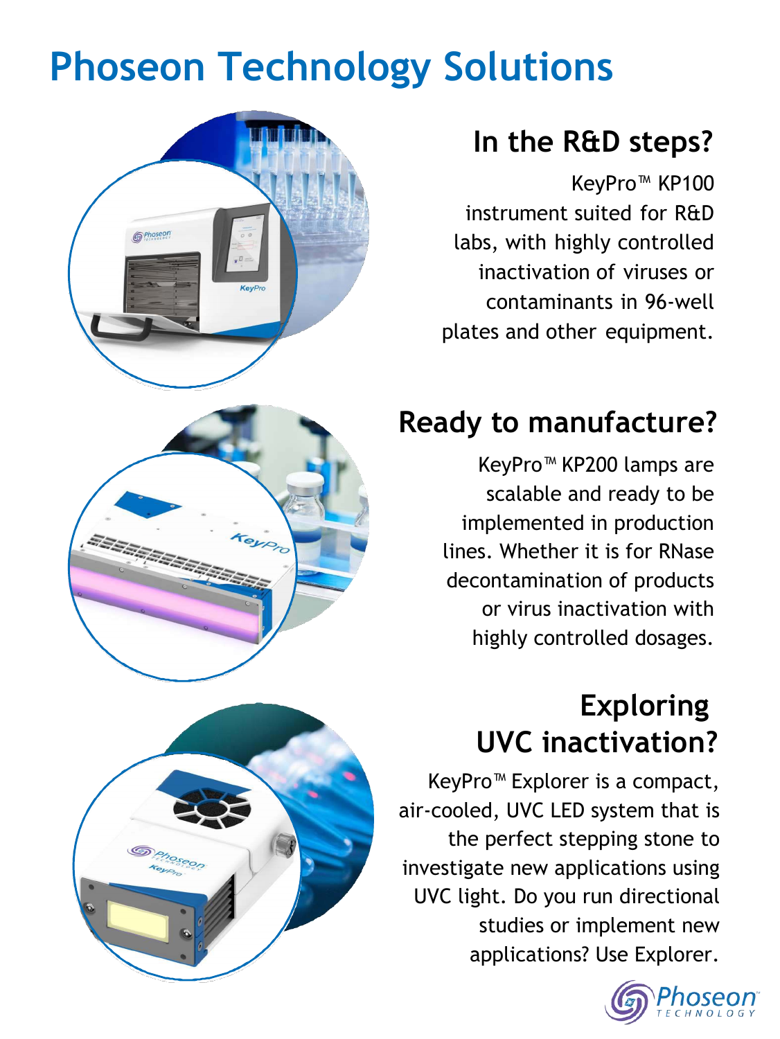# Phoseon Technology Solutions

## In the R&D steps?

KeyPro™ KP100 instrument suited for R&D labs, with highly controlled inactivation of viruses or contaminants in 96-well plates and other equipment.

## Ready to manufacture?

KeyPro™ KP200 lamps are scalable and ready to be implemented in production lines. Whether it is for RNase decontamination of products or virus inactivation with highly controlled dosages.

## Exploring UVC inactivation?

KeyPro™ Explorer is a compact, air-cooled, UVC LED system that is the perfect stepping stone to investigate new applications using UVC light. Do you run directional studies or implement new applications? Use Explorer.